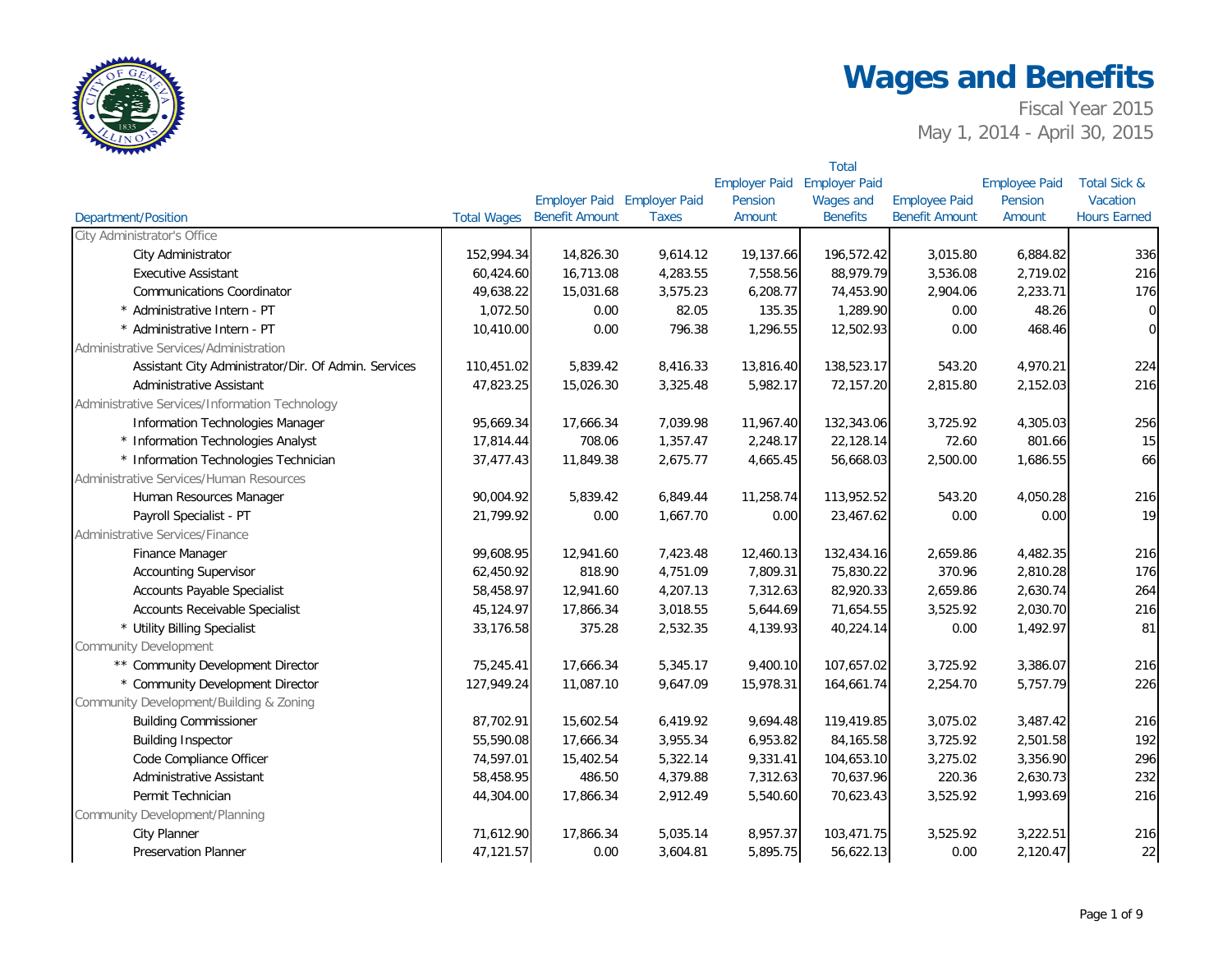# Wages and Benefits

Fiscal Year 2015

May 1, 2014 - April 30, 2015

| Department/Position | Total Wages | Employer Paid Benefit Amount | Employer Paid Taxes | Employer Paid Pension Amount | Total Employer Paid Wages and Benefits | Employee Paid Benefit Amount | Employee Paid Pension Amount | Total Sick & Vacation Hours Earned |
|---|---|---|---|---|---|---|---|---|
| City Administrator's Office | | | | | | | | |
| City Administrator | 152,994.34 | 14,826.30 | 9,614.12 | 19,137.66 | 196,572.42 | 3,015.80 | 6,884.82 | 336 |
| Executive Assistant | 60,424.60 | 16,713.08 | 4,283.55 | 7,558.56 | 88,979.79 | 3,536.08 | 2,719.02 | 216 |
| Communications Coordinator | 49,638.22 | 15,031.68 | 3,575.23 | 6,208.77 | 74,453.90 | 2,904.06 | 2,233.71 | 176 |
| * Administrative Intern - PT | 1,072.50 | 0.00 | 82.05 | 135.35 | 1,289.90 | 0.00 | 48.26 | 0 |
| * Administrative Intern - PT | 10,410.00 | 0.00 | 796.38 | 1,296.55 | 12,502.93 | 0.00 | 468.46 | 0 |
| Administrative Services/Administration | | | | | | | | |
| Assistant City Administrator/Dir. Of Admin. Services | 110,451.02 | 5,839.42 | 8,416.33 | 13,816.40 | 138,523.17 | 543.20 | 4,970.21 | 224 |
| Administrative Assistant | 47,823.25 | 15,026.30 | 3,325.48 | 5,982.17 | 72,157.20 | 2,815.80 | 2,152.03 | 216 |
| Administrative Services/Information Technology | | | | | | | | |
| Information Technologies Manager | 95,669.34 | 17,666.34 | 7,039.98 | 11,967.40 | 132,343.06 | 3,725.92 | 4,305.03 | 256 |
| * Information Technologies Analyst | 17,814.44 | 708.06 | 1,357.47 | 2,248.17 | 22,128.14 | 72.60 | 801.66 | 15 |
| * Information Technologies Technician | 37,477.43 | 11,849.38 | 2,675.77 | 4,665.45 | 56,668.03 | 2,500.00 | 1,686.55 | 66 |
| Administrative Services/Human Resources | | | | | | | | |
| Human Resources Manager | 90,004.92 | 5,839.42 | 6,849.44 | 11,258.74 | 113,952.52 | 543.20 | 4,050.28 | 216 |
| Payroll Specialist - PT | 21,799.92 | 0.00 | 1,667.70 | 0.00 | 23,467.62 | 0.00 | 0.00 | 19 |
| Administrative Services/Finance | | | | | | | | |
| Finance Manager | 99,608.95 | 12,941.60 | 7,423.48 | 12,460.13 | 132,434.16 | 2,659.86 | 4,482.35 | 216 |
| Accounting Supervisor | 62,450.92 | 818.90 | 4,751.09 | 7,809.31 | 75,830.22 | 370.96 | 2,810.28 | 176 |
| Accounts Payable Specialist | 58,458.97 | 12,941.60 | 4,207.13 | 7,312.63 | 82,920.33 | 2,659.86 | 2,630.74 | 264 |
| Accounts Receivable Specialist | 45,124.97 | 17,866.34 | 3,018.55 | 5,644.69 | 71,654.55 | 3,525.92 | 2,030.70 | 216 |
| * Utility Billing Specialist | 33,176.58 | 375.28 | 2,532.35 | 4,139.93 | 40,224.14 | 0.00 | 1,492.97 | 81 |
| Community Development | | | | | | | | |
| ** Community Development Director | 75,245.41 | 17,666.34 | 5,345.17 | 9,400.10 | 107,657.02 | 3,725.92 | 3,386.07 | 216 |
| * Community Development Director | 127,949.24 | 11,087.10 | 9,647.09 | 15,978.31 | 164,661.74 | 2,254.70 | 5,757.79 | 226 |
| Community Development/Building & Zoning | | | | | | | | |
| Building Commissioner | 87,702.91 | 15,602.54 | 6,419.92 | 9,694.48 | 119,419.85 | 3,075.02 | 3,487.42 | 216 |
| Building Inspector | 55,590.08 | 17,666.34 | 3,955.34 | 6,953.82 | 84,165.58 | 3,725.92 | 2,501.58 | 192 |
| Code Compliance Officer | 74,597.01 | 15,402.54 | 5,322.14 | 9,331.41 | 104,653.10 | 3,275.02 | 3,356.90 | 296 |
| Administrative Assistant | 58,458.95 | 486.50 | 4,379.88 | 7,312.63 | 70,637.96 | 220.36 | 2,630.73 | 232 |
| Permit Technician | 44,304.00 | 17,866.34 | 2,912.49 | 5,540.60 | 70,623.43 | 3,525.92 | 1,993.69 | 216 |
| Community Development/Planning | | | | | | | | |
| City Planner | 71,612.90 | 17,866.34 | 5,035.14 | 8,957.37 | 103,471.75 | 3,525.92 | 3,222.51 | 216 |
| Preservation Planner | 47,121.57 | 0.00 | 3,604.81 | 5,895.75 | 56,622.13 | 0.00 | 2,120.47 | 22 |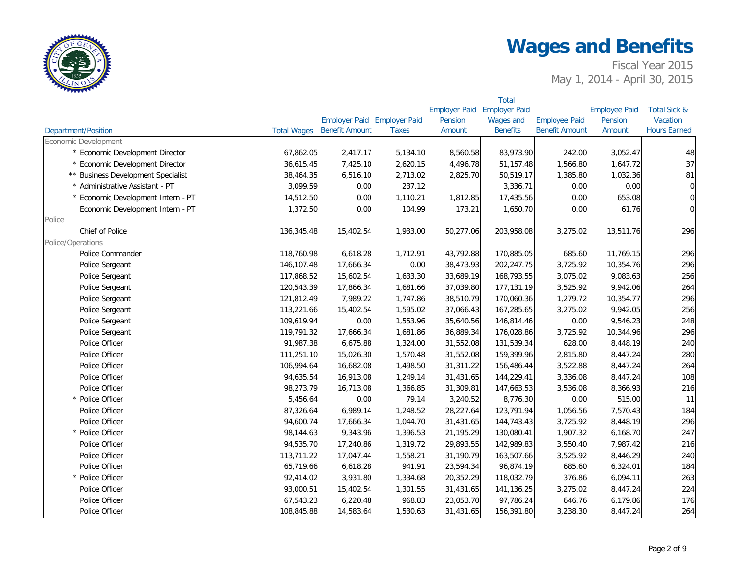# Wages and Benefits

Fiscal Year 2015

May 1, 2014 - April 30, 2015

| Department/Position | Total Wages | Employer Paid Benefit Amount | Employer Paid Taxes | Employer Paid Pension Amount | Total Employer Paid Wages and Benefits | Employee Paid Benefit Amount | Employee Paid Pension Amount | Total Sick & Vacation Hours Earned |
|---|---|---|---|---|---|---|---|---|
| Economic Development | | | | | | | | |
| * Economic Development Director | 67,862.05 | 2,417.17 | 5,134.10 | 8,560.58 | 83,973.90 | 242.00 | 3,052.47 | 48 |
| * Economic Development Director | 36,615.45 | 7,425.10 | 2,620.15 | 4,496.78 | 51,157.48 | 1,566.80 | 1,647.72 | 37 |
| ** Business Development Specialist | 38,464.35 | 6,516.10 | 2,713.02 | 2,825.70 | 50,519.17 | 1,385.80 | 1,032.36 | 81 |
| * Administrative Assistant - PT | 3,099.59 | 0.00 | 237.12 | | 3,336.71 | 0.00 | 0.00 | 0 |
| * Economic Development Intern - PT | 14,512.50 | 0.00 | 1,110.21 | 1,812.85 | 17,435.56 | 0.00 | 653.08 | 0 |
| Economic Development Intern - PT | 1,372.50 | 0.00 | 104.99 | 173.21 | 1,650.70 | 0.00 | 61.76 | 0 |
| Police | | | | | | | | |
| Chief of Police | 136,345.48 | 15,402.54 | 1,933.00 | 50,277.06 | 203,958.08 | 3,275.02 | 13,511.76 | 296 |
| Police/Operations | | | | | | | | |
| Police Commander | 118,760.98 | 6,618.28 | 1,712.91 | 43,792.88 | 170,885.05 | 685.60 | 11,769.15 | 296 |
| Police Sergeant | 146,107.48 | 17,666.34 | 0.00 | 38,473.93 | 202,247.75 | 3,725.92 | 10,354.76 | 296 |
| Police Sergeant | 117,868.52 | 15,602.54 | 1,633.30 | 33,689.19 | 168,793.55 | 3,075.02 | 9,083.63 | 256 |
| Police Sergeant | 120,543.39 | 17,866.34 | 1,681.66 | 37,039.80 | 177,131.19 | 3,525.92 | 9,942.06 | 264 |
| Police Sergeant | 121,812.49 | 7,989.22 | 1,747.86 | 38,510.79 | 170,060.36 | 1,279.72 | 10,354.77 | 296 |
| Police Sergeant | 113,221.66 | 15,402.54 | 1,595.02 | 37,066.43 | 167,285.65 | 3,275.02 | 9,942.05 | 256 |
| Police Sergeant | 109,619.94 | 0.00 | 1,553.96 | 35,640.56 | 146,814.46 | 0.00 | 9,546.23 | 248 |
| Police Sergeant | 119,791.32 | 17,666.34 | 1,681.86 | 36,889.34 | 176,028.86 | 3,725.92 | 10,344.96 | 296 |
| Police Officer | 91,987.38 | 6,675.88 | 1,324.00 | 31,552.08 | 131,539.34 | 628.00 | 8,448.19 | 240 |
| Police Officer | 111,251.10 | 15,026.30 | 1,570.48 | 31,552.08 | 159,399.96 | 2,815.80 | 8,447.24 | 280 |
| Police Officer | 106,994.64 | 16,682.08 | 1,498.50 | 31,311.22 | 156,486.44 | 3,522.88 | 8,447.24 | 264 |
| Police Officer | 94,635.54 | 16,913.08 | 1,249.14 | 31,431.65 | 144,229.41 | 3,336.08 | 8,447.24 | 108 |
| Police Officer | 98,273.79 | 16,713.08 | 1,366.85 | 31,309.81 | 147,663.53 | 3,536.08 | 8,366.93 | 216 |
| * Police Officer | 5,456.64 | 0.00 | 79.14 | 3,240.52 | 8,776.30 | 0.00 | 515.00 | 11 |
| Police Officer | 87,326.64 | 6,989.14 | 1,248.52 | 28,227.64 | 123,791.94 | 1,056.56 | 7,570.43 | 184 |
| Police Officer | 94,600.74 | 17,666.34 | 1,044.70 | 31,431.65 | 144,743.43 | 3,725.92 | 8,448.19 | 296 |
| * Police Officer | 98,144.63 | 9,343.96 | 1,396.53 | 21,195.29 | 130,080.41 | 1,907.32 | 6,168.70 | 247 |
| Police Officer | 94,535.70 | 17,240.86 | 1,319.72 | 29,893.55 | 142,989.83 | 3,550.40 | 7,987.42 | 216 |
| Police Officer | 113,711.22 | 17,047.44 | 1,558.21 | 31,190.79 | 163,507.66 | 3,525.92 | 8,446.29 | 240 |
| Police Officer | 65,719.66 | 6,618.28 | 941.91 | 23,594.34 | 96,874.19 | 685.60 | 6,324.01 | 184 |
| * Police Officer | 92,414.02 | 3,931.80 | 1,334.68 | 20,352.29 | 118,032.79 | 376.86 | 6,094.11 | 263 |
| Police Officer | 93,000.51 | 15,402.54 | 1,301.55 | 31,431.65 | 141,136.25 | 3,275.02 | 8,447.24 | 224 |
| Police Officer | 67,543.23 | 6,220.48 | 968.83 | 23,053.70 | 97,786.24 | 646.76 | 6,179.86 | 176 |
| Police Officer | 108,845.88 | 14,583.64 | 1,530.63 | 31,431.65 | 156,391.80 | 3,238.30 | 8,447.24 | 264 |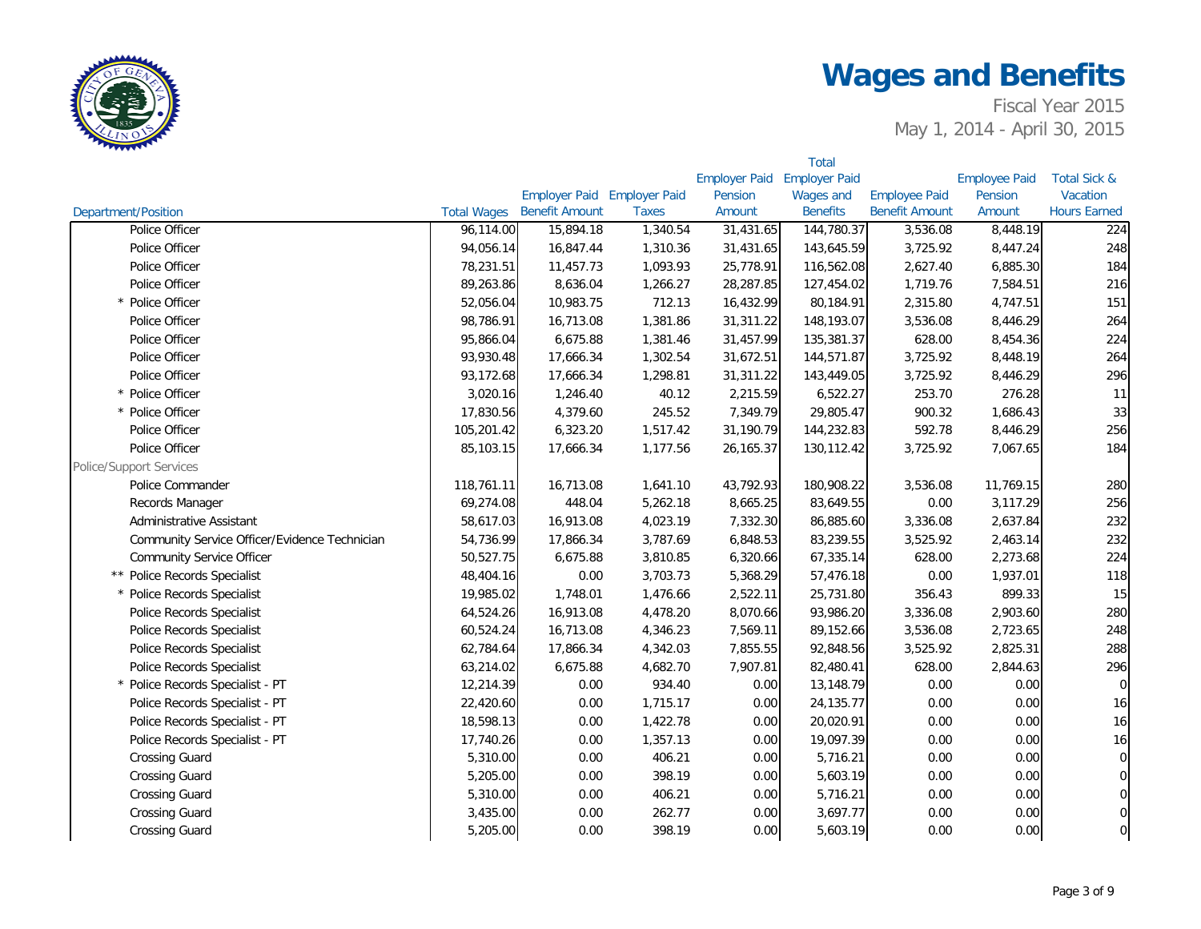# Wages and Benefits

Fiscal Year 2015

May 1, 2014 - April 30, 2015

| Department/Position | Total Wages | Employer Paid Benefit Amount | Employer Paid Taxes | Employer Paid Pension Amount | Total Employer Paid Wages and Benefits | Employee Paid Benefit Amount | Employee Paid Pension Amount | Total Sick & Vacation Hours Earned |
|---|---|---|---|---|---|---|---|---|
| Police Officer | 96,114.00 | 15,894.18 | 1,340.54 | 31,431.65 | 144,780.37 | 3,536.08 | 8,448.19 | 224 |
| Police Officer | 94,056.14 | 16,847.44 | 1,310.36 | 31,431.65 | 143,645.59 | 3,725.92 | 8,447.24 | 248 |
| Police Officer | 78,231.51 | 11,457.73 | 1,093.93 | 25,778.91 | 116,562.08 | 2,627.40 | 6,885.30 | 184 |
| Police Officer | 89,263.86 | 8,636.04 | 1,266.27 | 28,287.85 | 127,454.02 | 1,719.76 | 7,584.51 | 216 |
| * Police Officer | 52,056.04 | 10,983.75 | 712.13 | 16,432.99 | 80,184.91 | 2,315.80 | 4,747.51 | 151 |
| Police Officer | 98,786.91 | 16,713.08 | 1,381.86 | 31,311.22 | 148,193.07 | 3,536.08 | 8,446.29 | 264 |
| Police Officer | 95,866.04 | 6,675.88 | 1,381.46 | 31,457.99 | 135,381.37 | 628.00 | 8,454.36 | 224 |
| Police Officer | 93,930.48 | 17,666.34 | 1,302.54 | 31,672.51 | 144,571.87 | 3,725.92 | 8,448.19 | 264 |
| Police Officer | 93,172.68 | 17,666.34 | 1,298.81 | 31,311.22 | 143,449.05 | 3,725.92 | 8,446.29 | 296 |
| * Police Officer | 3,020.16 | 1,246.40 | 40.12 | 2,215.59 | 6,522.27 | 253.70 | 276.28 | 11 |
| * Police Officer | 17,830.56 | 4,379.60 | 245.52 | 7,349.79 | 29,805.47 | 900.32 | 1,686.43 | 33 |
| Police Officer | 105,201.42 | 6,323.20 | 1,517.42 | 31,190.79 | 144,232.83 | 592.78 | 8,446.29 | 256 |
| Police Officer | 85,103.15 | 17,666.34 | 1,177.56 | 26,165.37 | 130,112.42 | 3,725.92 | 7,067.65 | 184 |
| Police/Support Services | | | | | | | | |
| Police Commander | 118,761.11 | 16,713.08 | 1,641.10 | 43,792.93 | 180,908.22 | 3,536.08 | 11,769.15 | 280 |
| Records Manager | 69,274.08 | 448.04 | 5,262.18 | 8,665.25 | 83,649.55 | 0.00 | 3,117.29 | 256 |
| Administrative Assistant | 58,617.03 | 16,913.08 | 4,023.19 | 7,332.30 | 86,885.60 | 3,336.08 | 2,637.84 | 232 |
| Community Service Officer/Evidence Technician | 54,736.99 | 17,866.34 | 3,787.69 | 6,848.53 | 83,239.55 | 3,525.92 | 2,463.14 | 232 |
| Community Service Officer | 50,527.75 | 6,675.88 | 3,810.85 | 6,320.66 | 67,335.14 | 628.00 | 2,273.68 | 224 |
| ** Police Records Specialist | 48,404.16 | 0.00 | 3,703.73 | 5,368.29 | 57,476.18 | 0.00 | 1,937.01 | 118 |
| * Police Records Specialist | 19,985.02 | 1,748.01 | 1,476.66 | 2,522.11 | 25,731.80 | 356.43 | 899.33 | 15 |
| Police Records Specialist | 64,524.26 | 16,913.08 | 4,478.20 | 8,070.66 | 93,986.20 | 3,336.08 | 2,903.60 | 280 |
| Police Records Specialist | 60,524.24 | 16,713.08 | 4,346.23 | 7,569.11 | 89,152.66 | 3,536.08 | 2,723.65 | 248 |
| Police Records Specialist | 62,784.64 | 17,866.34 | 4,342.03 | 7,855.55 | 92,848.56 | 3,525.92 | 2,825.31 | 288 |
| Police Records Specialist | 63,214.02 | 6,675.88 | 4,682.70 | 7,907.81 | 82,480.41 | 628.00 | 2,844.63 | 296 |
| * Police Records Specialist - PT | 12,214.39 | 0.00 | 934.40 | 0.00 | 13,148.79 | 0.00 | 0.00 | 0 |
| Police Records Specialist - PT | 22,420.60 | 0.00 | 1,715.17 | 0.00 | 24,135.77 | 0.00 | 0.00 | 16 |
| Police Records Specialist - PT | 18,598.13 | 0.00 | 1,422.78 | 0.00 | 20,020.91 | 0.00 | 0.00 | 16 |
| Police Records Specialist - PT | 17,740.26 | 0.00 | 1,357.13 | 0.00 | 19,097.39 | 0.00 | 0.00 | 16 |
| Crossing Guard | 5,310.00 | 0.00 | 406.21 | 0.00 | 5,716.21 | 0.00 | 0.00 | 0 |
| Crossing Guard | 5,205.00 | 0.00 | 398.19 | 0.00 | 5,603.19 | 0.00 | 0.00 | 0 |
| Crossing Guard | 5,310.00 | 0.00 | 406.21 | 0.00 | 5,716.21 | 0.00 | 0.00 | 0 |
| Crossing Guard | 3,435.00 | 0.00 | 262.77 | 0.00 | 3,697.77 | 0.00 | 0.00 | 0 |
| Crossing Guard | 5,205.00 | 0.00 | 398.19 | 0.00 | 5,603.19 | 0.00 | 0.00 | 0 |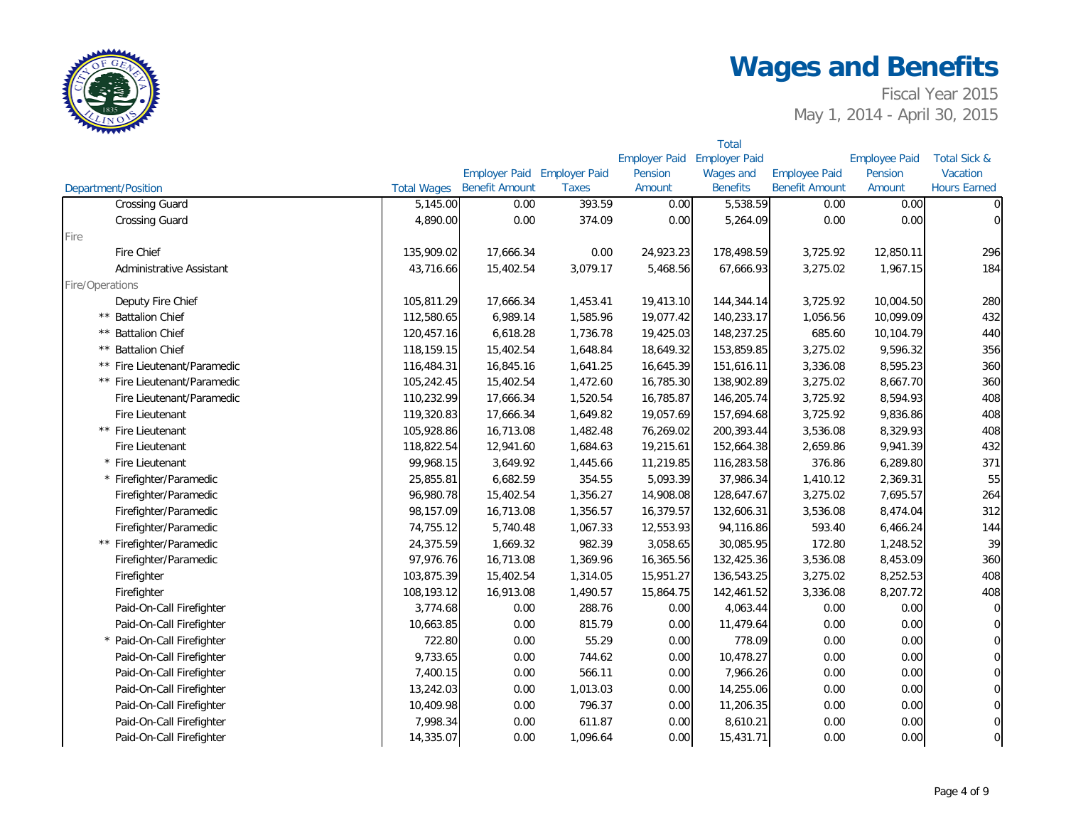# Wages and Benefits

Fiscal Year 2015
May 1, 2014 - April 30, 2015

| Department/Position | Total Wages | Employer Paid Benefit Amount | Employer Paid Taxes | Employer Paid Pension Amount | Total Employer Paid Wages and Benefits | Employee Paid Benefit Amount | Employee Paid Pension Amount | Total Sick & Vacation Hours Earned |
|---|---|---|---|---|---|---|---|---|
| Crossing Guard | 5,145.00 | 0.00 | 393.59 | 0.00 | 5,538.59 | 0.00 | 0.00 | 0 |
| Crossing Guard | 4,890.00 | 0.00 | 374.09 | 0.00 | 5,264.09 | 0.00 | 0.00 | 0 |
| Fire | | | | | | | | |
| Fire Chief | 135,909.02 | 17,666.34 | 0.00 | 24,923.23 | 178,498.59 | 3,725.92 | 12,850.11 | 296 |
| Administrative Assistant | 43,716.66 | 15,402.54 | 3,079.17 | 5,468.56 | 67,666.93 | 3,275.02 | 1,967.15 | 184 |
| Fire/Operations | | | | | | | | |
| Deputy Fire Chief | 105,811.29 | 17,666.34 | 1,453.41 | 19,413.10 | 144,344.14 | 3,725.92 | 10,004.50 | 280 |
| ** Battalion Chief | 112,580.65 | 6,989.14 | 1,585.96 | 19,077.42 | 140,233.17 | 1,056.56 | 10,099.09 | 432 |
| ** Battalion Chief | 120,457.16 | 6,618.28 | 1,736.78 | 19,425.03 | 148,237.25 | 685.60 | 10,104.79 | 440 |
| ** Battalion Chief | 118,159.15 | 15,402.54 | 1,648.84 | 18,649.32 | 153,859.85 | 3,275.02 | 9,596.32 | 356 |
| ** Fire Lieutenant/Paramedic | 116,484.31 | 16,845.16 | 1,641.25 | 16,645.39 | 151,616.11 | 3,336.08 | 8,595.23 | 360 |
| ** Fire Lieutenant/Paramedic | 105,242.45 | 15,402.54 | 1,472.60 | 16,785.30 | 138,902.89 | 3,275.02 | 8,667.70 | 360 |
| Fire Lieutenant/Paramedic | 110,232.99 | 17,666.34 | 1,520.54 | 16,785.87 | 146,205.74 | 3,725.92 | 8,594.93 | 408 |
| Fire Lieutenant | 119,320.83 | 17,666.34 | 1,649.82 | 19,057.69 | 157,694.68 | 3,725.92 | 9,836.86 | 408 |
| ** Fire Lieutenant | 105,928.86 | 16,713.08 | 1,482.48 | 76,269.02 | 200,393.44 | 3,536.08 | 8,329.93 | 408 |
| Fire Lieutenant | 118,822.54 | 12,941.60 | 1,684.63 | 19,215.61 | 152,664.38 | 2,659.86 | 9,941.39 | 432 |
| * Fire Lieutenant | 99,968.15 | 3,649.92 | 1,445.66 | 11,219.85 | 116,283.58 | 376.86 | 6,289.80 | 371 |
| * Firefighter/Paramedic | 25,855.81 | 6,682.59 | 354.55 | 5,093.39 | 37,986.34 | 1,410.12 | 2,369.31 | 55 |
| Firefighter/Paramedic | 96,980.78 | 15,402.54 | 1,356.27 | 14,908.08 | 128,647.67 | 3,275.02 | 7,695.57 | 264 |
| Firefighter/Paramedic | 98,157.09 | 16,713.08 | 1,356.57 | 16,379.57 | 132,606.31 | 3,536.08 | 8,474.04 | 312 |
| Firefighter/Paramedic | 74,755.12 | 5,740.48 | 1,067.33 | 12,553.93 | 94,116.86 | 593.40 | 6,466.24 | 144 |
| ** Firefighter/Paramedic | 24,375.59 | 1,669.32 | 982.39 | 3,058.65 | 30,085.95 | 172.80 | 1,248.52 | 39 |
| Firefighter/Paramedic | 97,976.76 | 16,713.08 | 1,369.96 | 16,365.56 | 132,425.36 | 3,536.08 | 8,453.09 | 360 |
| Firefighter | 103,875.39 | 15,402.54 | 1,314.05 | 15,951.27 | 136,543.25 | 3,275.02 | 8,252.53 | 408 |
| Firefighter | 108,193.12 | 16,913.08 | 1,490.57 | 15,864.75 | 142,461.52 | 3,336.08 | 8,207.72 | 408 |
| Paid-On-Call Firefighter | 3,774.68 | 0.00 | 288.76 | 0.00 | 4,063.44 | 0.00 | 0.00 | 0 |
| Paid-On-Call Firefighter | 10,663.85 | 0.00 | 815.79 | 0.00 | 11,479.64 | 0.00 | 0.00 | 0 |
| * Paid-On-Call Firefighter | 722.80 | 0.00 | 55.29 | 0.00 | 778.09 | 0.00 | 0.00 | 0 |
| Paid-On-Call Firefighter | 9,733.65 | 0.00 | 744.62 | 0.00 | 10,478.27 | 0.00 | 0.00 | 0 |
| Paid-On-Call Firefighter | 7,400.15 | 0.00 | 566.11 | 0.00 | 7,966.26 | 0.00 | 0.00 | 0 |
| Paid-On-Call Firefighter | 13,242.03 | 0.00 | 1,013.03 | 0.00 | 14,255.06 | 0.00 | 0.00 | 0 |
| Paid-On-Call Firefighter | 10,409.98 | 0.00 | 796.37 | 0.00 | 11,206.35 | 0.00 | 0.00 | 0 |
| Paid-On-Call Firefighter | 7,998.34 | 0.00 | 611.87 | 0.00 | 8,610.21 | 0.00 | 0.00 | 0 |
| Paid-On-Call Firefighter | 14,335.07 | 0.00 | 1,096.64 | 0.00 | 15,431.71 | 0.00 | 0.00 | 0 |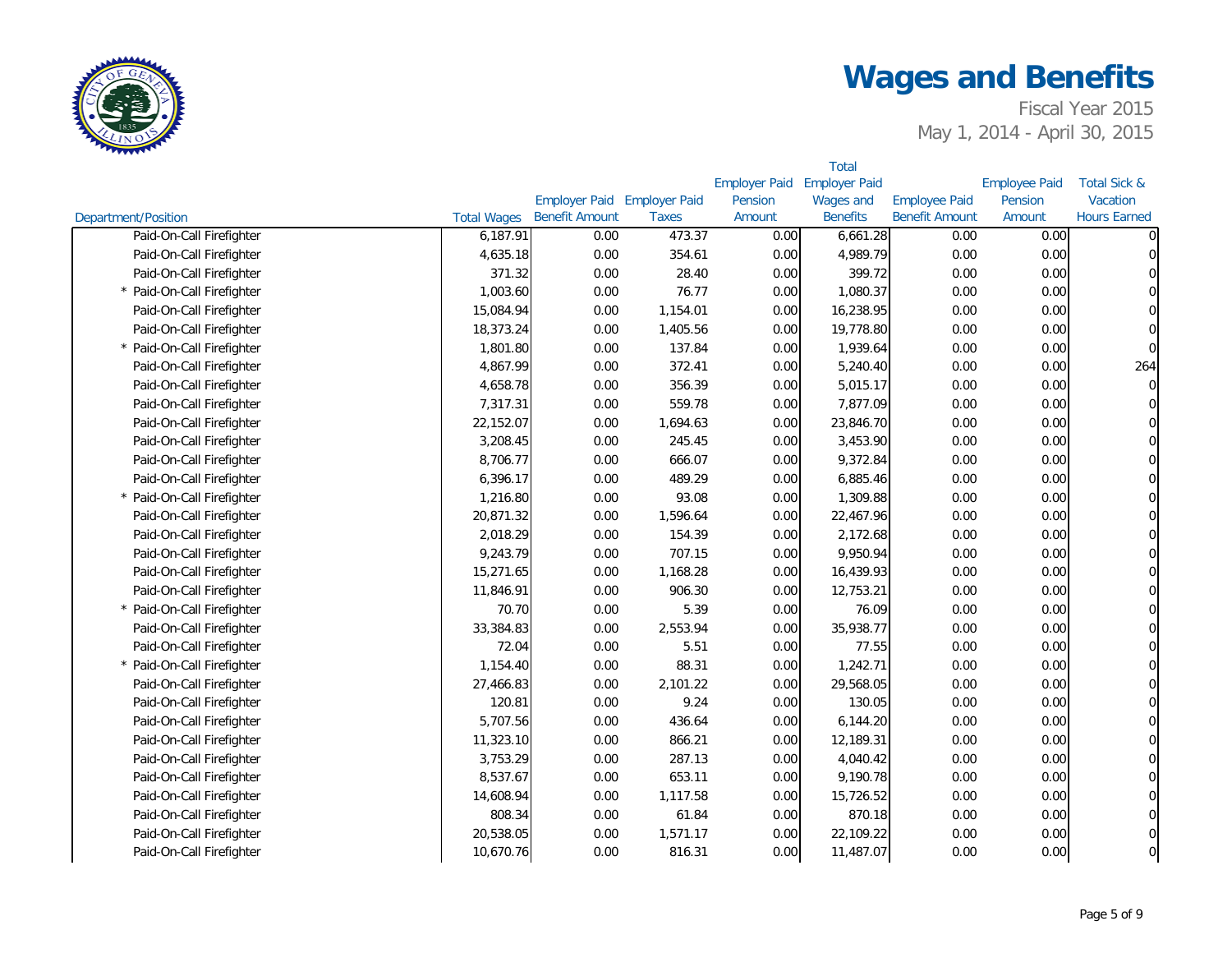# Wages and Benefits

Fiscal Year 2015
May 1, 2014 - April 30, 2015

| Department/Position | Total Wages | Employer Paid Benefit Amount | Employer Paid Taxes | Employer Paid Pension Amount | Total Employer Paid Wages and Benefits | Employee Paid Benefit Amount | Employee Paid Pension Amount | Total Sick & Vacation Hours Earned |
|---|---|---|---|---|---|---|---|---|
| Paid-On-Call Firefighter | 6,187.91 | 0.00 | 473.37 | 0.00 | 6,661.28 | 0.00 | 0.00 | 0 |
| Paid-On-Call Firefighter | 4,635.18 | 0.00 | 354.61 | 0.00 | 4,989.79 | 0.00 | 0.00 | 0 |
| Paid-On-Call Firefighter | 371.32 | 0.00 | 28.40 | 0.00 | 399.72 | 0.00 | 0.00 | 0 |
| * Paid-On-Call Firefighter | 1,003.60 | 0.00 | 76.77 | 0.00 | 1,080.37 | 0.00 | 0.00 | 0 |
| Paid-On-Call Firefighter | 15,084.94 | 0.00 | 1,154.01 | 0.00 | 16,238.95 | 0.00 | 0.00 | 0 |
| Paid-On-Call Firefighter | 18,373.24 | 0.00 | 1,405.56 | 0.00 | 19,778.80 | 0.00 | 0.00 | 0 |
| * Paid-On-Call Firefighter | 1,801.80 | 0.00 | 137.84 | 0.00 | 1,939.64 | 0.00 | 0.00 | 0 |
| Paid-On-Call Firefighter | 4,867.99 | 0.00 | 372.41 | 0.00 | 5,240.40 | 0.00 | 0.00 | 264 |
| Paid-On-Call Firefighter | 4,658.78 | 0.00 | 356.39 | 0.00 | 5,015.17 | 0.00 | 0.00 | 0 |
| Paid-On-Call Firefighter | 7,317.31 | 0.00 | 559.78 | 0.00 | 7,877.09 | 0.00 | 0.00 | 0 |
| Paid-On-Call Firefighter | 22,152.07 | 0.00 | 1,694.63 | 0.00 | 23,846.70 | 0.00 | 0.00 | 0 |
| Paid-On-Call Firefighter | 3,208.45 | 0.00 | 245.45 | 0.00 | 3,453.90 | 0.00 | 0.00 | 0 |
| Paid-On-Call Firefighter | 8,706.77 | 0.00 | 666.07 | 0.00 | 9,372.84 | 0.00 | 0.00 | 0 |
| Paid-On-Call Firefighter | 6,396.17 | 0.00 | 489.29 | 0.00 | 6,885.46 | 0.00 | 0.00 | 0 |
| * Paid-On-Call Firefighter | 1,216.80 | 0.00 | 93.08 | 0.00 | 1,309.88 | 0.00 | 0.00 | 0 |
| Paid-On-Call Firefighter | 20,871.32 | 0.00 | 1,596.64 | 0.00 | 22,467.96 | 0.00 | 0.00 | 0 |
| Paid-On-Call Firefighter | 2,018.29 | 0.00 | 154.39 | 0.00 | 2,172.68 | 0.00 | 0.00 | 0 |
| Paid-On-Call Firefighter | 9,243.79 | 0.00 | 707.15 | 0.00 | 9,950.94 | 0.00 | 0.00 | 0 |
| Paid-On-Call Firefighter | 15,271.65 | 0.00 | 1,168.28 | 0.00 | 16,439.93 | 0.00 | 0.00 | 0 |
| Paid-On-Call Firefighter | 11,846.91 | 0.00 | 906.30 | 0.00 | 12,753.21 | 0.00 | 0.00 | 0 |
| * Paid-On-Call Firefighter | 70.70 | 0.00 | 5.39 | 0.00 | 76.09 | 0.00 | 0.00 | 0 |
| Paid-On-Call Firefighter | 33,384.83 | 0.00 | 2,553.94 | 0.00 | 35,938.77 | 0.00 | 0.00 | 0 |
| Paid-On-Call Firefighter | 72.04 | 0.00 | 5.51 | 0.00 | 77.55 | 0.00 | 0.00 | 0 |
| * Paid-On-Call Firefighter | 1,154.40 | 0.00 | 88.31 | 0.00 | 1,242.71 | 0.00 | 0.00 | 0 |
| Paid-On-Call Firefighter | 27,466.83 | 0.00 | 2,101.22 | 0.00 | 29,568.05 | 0.00 | 0.00 | 0 |
| Paid-On-Call Firefighter | 120.81 | 0.00 | 9.24 | 0.00 | 130.05 | 0.00 | 0.00 | 0 |
| Paid-On-Call Firefighter | 5,707.56 | 0.00 | 436.64 | 0.00 | 6,144.20 | 0.00 | 0.00 | 0 |
| Paid-On-Call Firefighter | 11,323.10 | 0.00 | 866.21 | 0.00 | 12,189.31 | 0.00 | 0.00 | 0 |
| Paid-On-Call Firefighter | 3,753.29 | 0.00 | 287.13 | 0.00 | 4,040.42 | 0.00 | 0.00 | 0 |
| Paid-On-Call Firefighter | 8,537.67 | 0.00 | 653.11 | 0.00 | 9,190.78 | 0.00 | 0.00 | 0 |
| Paid-On-Call Firefighter | 14,608.94 | 0.00 | 1,117.58 | 0.00 | 15,726.52 | 0.00 | 0.00 | 0 |
| Paid-On-Call Firefighter | 808.34 | 0.00 | 61.84 | 0.00 | 870.18 | 0.00 | 0.00 | 0 |
| Paid-On-Call Firefighter | 20,538.05 | 0.00 | 1,571.17 | 0.00 | 22,109.22 | 0.00 | 0.00 | 0 |
| Paid-On-Call Firefighter | 10,670.76 | 0.00 | 816.31 | 0.00 | 11,487.07 | 0.00 | 0.00 | 0 |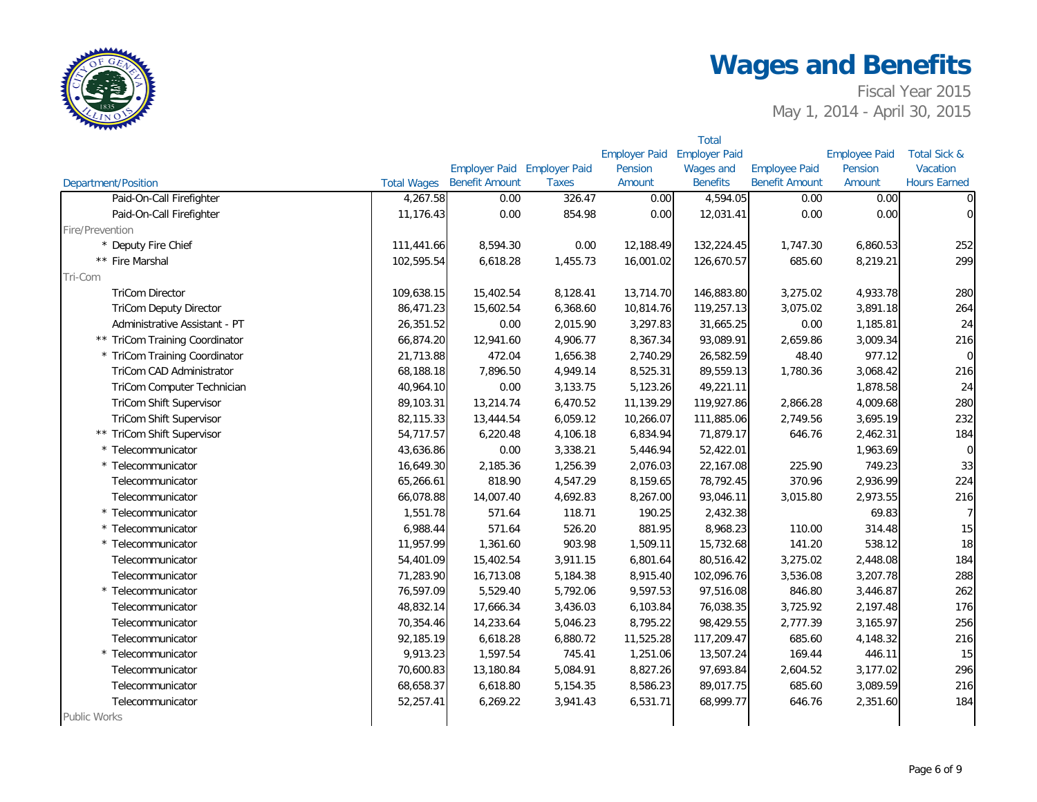# Wages and Benefits

Fiscal Year 2015

May 1, 2014 - April 30, 2015

| Department/Position | Total Wages | Employer Paid Benefit Amount | Employer Paid Taxes | Employer Paid Pension Amount | Total Employer Paid Wages and Benefits | Employee Paid Benefit Amount | Employee Paid Pension Amount | Total Sick & Vacation Hours Earned |
|---|---|---|---|---|---|---|---|---|
| Paid-On-Call Firefighter | 4,267.58 | 0.00 | 326.47 | 0.00 | 4,594.05 | 0.00 | 0.00 | 0 |
| Paid-On-Call Firefighter | 11,176.43 | 0.00 | 854.98 | 0.00 | 12,031.41 | 0.00 | 0.00 | 0 |
| Fire/Prevention | | | | | | | | |
| * Deputy Fire Chief | 111,441.66 | 8,594.30 | 0.00 | 12,188.49 | 132,224.45 | 1,747.30 | 6,860.53 | 252 |
| ** Fire Marshal | 102,595.54 | 6,618.28 | 1,455.73 | 16,001.02 | 126,670.57 | 685.60 | 8,219.21 | 299 |
| Tri-Com | | | | | | | | |
| TriCom Director | 109,638.15 | 15,402.54 | 8,128.41 | 13,714.70 | 146,883.80 | 3,275.02 | 4,933.78 | 280 |
| TriCom Deputy Director | 86,471.23 | 15,602.54 | 6,368.60 | 10,814.76 | 119,257.13 | 3,075.02 | 3,891.18 | 264 |
| Administrative Assistant - PT | 26,351.52 | 0.00 | 2,015.90 | 3,297.83 | 31,665.25 | 0.00 | 1,185.81 | 24 |
| ** TriCom Training Coordinator | 66,874.20 | 12,941.60 | 4,906.77 | 8,367.34 | 93,089.91 | 2,659.86 | 3,009.34 | 216 |
| * TriCom Training Coordinator | 21,713.88 | 472.04 | 1,656.38 | 2,740.29 | 26,582.59 | 48.40 | 977.12 | 0 |
| TriCom CAD Administrator | 68,188.18 | 7,896.50 | 4,949.14 | 8,525.31 | 89,559.13 | 1,780.36 | 3,068.42 | 216 |
| TriCom Computer Technician | 40,964.10 | 0.00 | 3,133.75 | 5,123.26 | 49,221.11 | | 1,878.58 | 24 |
| TriCom Shift Supervisor | 89,103.31 | 13,214.74 | 6,470.52 | 11,139.29 | 119,927.86 | 2,866.28 | 4,009.68 | 280 |
| TriCom Shift Supervisor | 82,115.33 | 13,444.54 | 6,059.12 | 10,266.07 | 111,885.06 | 2,749.56 | 3,695.19 | 232 |
| ** TriCom Shift Supervisor | 54,717.57 | 6,220.48 | 4,106.18 | 6,834.94 | 71,879.17 | 646.76 | 2,462.31 | 184 |
| * Telecommunicator | 43,636.86 | 0.00 | 3,338.21 | 5,446.94 | 52,422.01 | | 1,963.69 | 0 |
| * Telecommunicator | 16,649.30 | 2,185.36 | 1,256.39 | 2,076.03 | 22,167.08 | 225.90 | 749.23 | 33 |
| Telecommunicator | 65,266.61 | 818.90 | 4,547.29 | 8,159.65 | 78,792.45 | 370.96 | 2,936.99 | 224 |
| Telecommunicator | 66,078.88 | 14,007.40 | 4,692.83 | 8,267.00 | 93,046.11 | 3,015.80 | 2,973.55 | 216 |
| * Telecommunicator | 1,551.78 | 571.64 | 118.71 | 190.25 | 2,432.38 | | 69.83 | 7 |
| * Telecommunicator | 6,988.44 | 571.64 | 526.20 | 881.95 | 8,968.23 | 110.00 | 314.48 | 15 |
| * Telecommunicator | 11,957.99 | 1,361.60 | 903.98 | 1,509.11 | 15,732.68 | 141.20 | 538.12 | 18 |
| Telecommunicator | 54,401.09 | 15,402.54 | 3,911.15 | 6,801.64 | 80,516.42 | 3,275.02 | 2,448.08 | 184 |
| Telecommunicator | 71,283.90 | 16,713.08 | 5,184.38 | 8,915.40 | 102,096.76 | 3,536.08 | 3,207.78 | 288 |
| * Telecommunicator | 76,597.09 | 5,529.40 | 5,792.06 | 9,597.53 | 97,516.08 | 846.80 | 3,446.87 | 262 |
| Telecommunicator | 48,832.14 | 17,666.34 | 3,436.03 | 6,103.84 | 76,038.35 | 3,725.92 | 2,197.48 | 176 |
| Telecommunicator | 70,354.46 | 14,233.64 | 5,046.23 | 8,795.22 | 98,429.55 | 2,777.39 | 3,165.97 | 256 |
| Telecommunicator | 92,185.19 | 6,618.28 | 6,880.72 | 11,525.28 | 117,209.47 | 685.60 | 4,148.32 | 216 |
| * Telecommunicator | 9,913.23 | 1,597.54 | 745.41 | 1,251.06 | 13,507.24 | 169.44 | 446.11 | 15 |
| Telecommunicator | 70,600.83 | 13,180.84 | 5,084.91 | 8,827.26 | 97,693.84 | 2,604.52 | 3,177.02 | 296 |
| Telecommunicator | 68,658.37 | 6,618.80 | 5,154.35 | 8,586.23 | 89,017.75 | 685.60 | 3,089.59 | 216 |
| Telecommunicator | 52,257.41 | 6,269.22 | 3,941.43 | 6,531.71 | 68,999.77 | 646.76 | 2,351.60 | 184 |
| Public Works | | | | | | | | |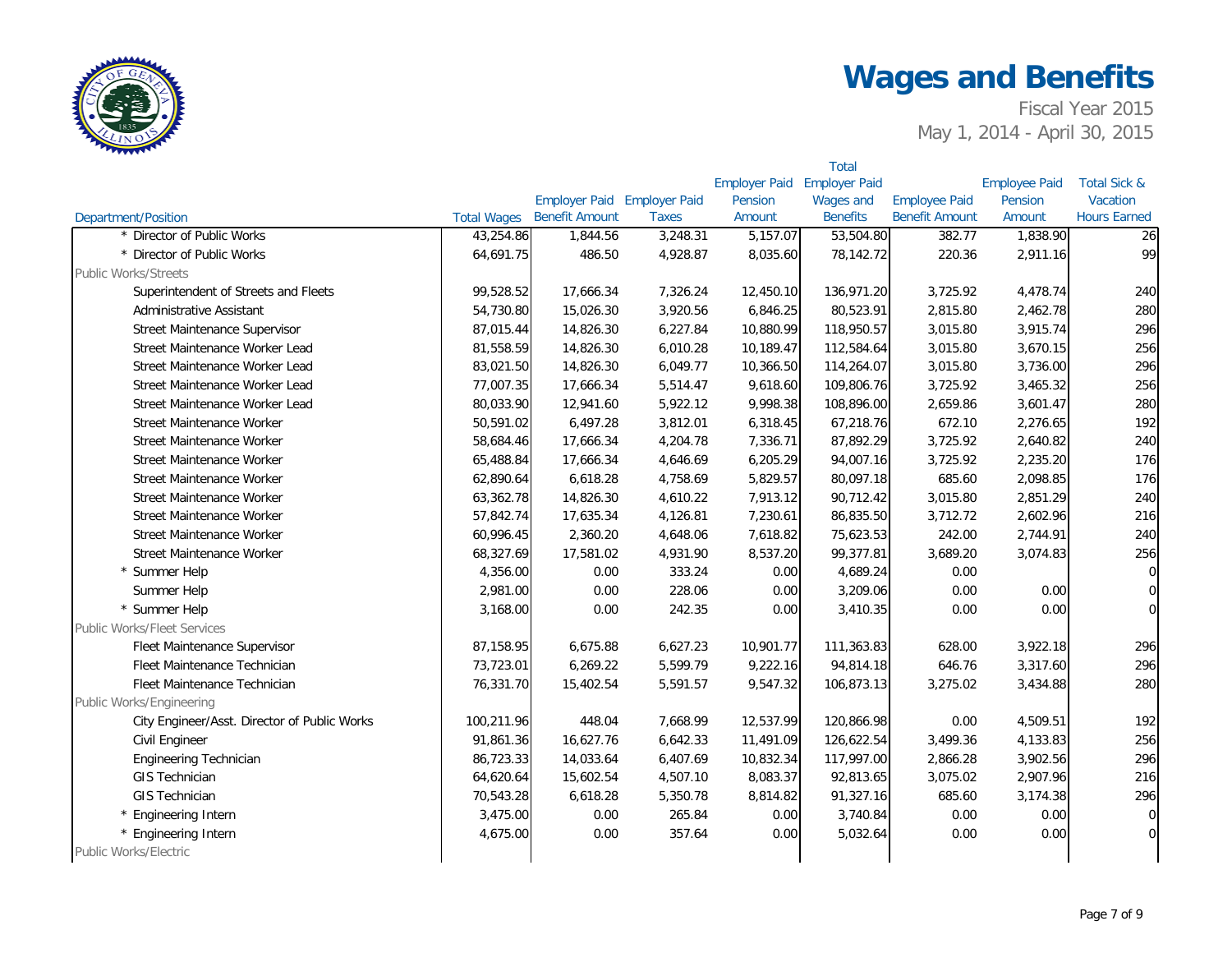# Wages and Benefits

Fiscal Year 2015
May 1, 2014 - April 30, 2015

| Department/Position | Total Wages | Employer Paid Benefit Amount | Employer Paid Taxes | Employer Paid Pension Amount | Total Employer Paid Wages and Benefits | Employee Paid Benefit Amount | Employee Paid Pension Amount | Total Sick & Vacation Hours Earned |
|---|---|---|---|---|---|---|---|---|
| * Director of Public Works | 43,254.86 | 1,844.56 | 3,248.31 | 5,157.07 | 53,504.80 | 382.77 | 1,838.90 | 26 |
| * Director of Public Works | 64,691.75 | 486.50 | 4,928.87 | 8,035.60 | 78,142.72 | 220.36 | 2,911.16 | 99 |
| Public Works/Streets | | | | | | | | |
| Superintendent of Streets and Fleets | 99,528.52 | 17,666.34 | 7,326.24 | 12,450.10 | 136,971.20 | 3,725.92 | 4,478.74 | 240 |
| Administrative Assistant | 54,730.80 | 15,026.30 | 3,920.56 | 6,846.25 | 80,523.91 | 2,815.80 | 2,462.78 | 280 |
| Street Maintenance Supervisor | 87,015.44 | 14,826.30 | 6,227.84 | 10,880.99 | 118,950.57 | 3,015.80 | 3,915.74 | 296 |
| Street Maintenance Worker Lead | 81,558.59 | 14,826.30 | 6,010.28 | 10,189.47 | 112,584.64 | 3,015.80 | 3,670.15 | 256 |
| Street Maintenance Worker Lead | 83,021.50 | 14,826.30 | 6,049.77 | 10,366.50 | 114,264.07 | 3,015.80 | 3,736.00 | 296 |
| Street Maintenance Worker Lead | 77,007.35 | 17,666.34 | 5,514.47 | 9,618.60 | 109,806.76 | 3,725.92 | 3,465.32 | 256 |
| Street Maintenance Worker Lead | 80,033.90 | 12,941.60 | 5,922.12 | 9,998.38 | 108,896.00 | 2,659.86 | 3,601.47 | 280 |
| Street Maintenance Worker | 50,591.02 | 6,497.28 | 3,812.01 | 6,318.45 | 67,218.76 | 672.10 | 2,276.65 | 192 |
| Street Maintenance Worker | 58,684.46 | 17,666.34 | 4,204.78 | 7,336.71 | 87,892.29 | 3,725.92 | 2,640.82 | 240 |
| Street Maintenance Worker | 65,488.84 | 17,666.34 | 4,646.69 | 6,205.29 | 94,007.16 | 3,725.92 | 2,235.20 | 176 |
| Street Maintenance Worker | 62,890.64 | 6,618.28 | 4,758.69 | 5,829.57 | 80,097.18 | 685.60 | 2,098.85 | 176 |
| Street Maintenance Worker | 63,362.78 | 14,826.30 | 4,610.22 | 7,913.12 | 90,712.42 | 3,015.80 | 2,851.29 | 240 |
| Street Maintenance Worker | 57,842.74 | 17,635.34 | 4,126.81 | 7,230.61 | 86,835.50 | 3,712.72 | 2,602.96 | 216 |
| Street Maintenance Worker | 60,996.45 | 2,360.20 | 4,648.06 | 7,618.82 | 75,623.53 | 242.00 | 2,744.91 | 240 |
| Street Maintenance Worker | 68,327.69 | 17,581.02 | 4,931.90 | 8,537.20 | 99,377.81 | 3,689.20 | 3,074.83 | 256 |
| * Summer Help | 4,356.00 | 0.00 | 333.24 | 0.00 | 4,689.24 | 0.00 | | 0 |
| Summer Help | 2,981.00 | 0.00 | 228.06 | 0.00 | 3,209.06 | 0.00 | 0.00 | 0 |
| * Summer Help | 3,168.00 | 0.00 | 242.35 | 0.00 | 3,410.35 | 0.00 | 0.00 | 0 |
| Public Works/Fleet Services | | | | | | | | |
| Fleet Maintenance Supervisor | 87,158.95 | 6,675.88 | 6,627.23 | 10,901.77 | 111,363.83 | 628.00 | 3,922.18 | 296 |
| Fleet Maintenance Technician | 73,723.01 | 6,269.22 | 5,599.79 | 9,222.16 | 94,814.18 | 646.76 | 3,317.60 | 296 |
| Fleet Maintenance Technician | 76,331.70 | 15,402.54 | 5,591.57 | 9,547.32 | 106,873.13 | 3,275.02 | 3,434.88 | 280 |
| Public Works/Engineering | | | | | | | | |
| City Engineer/Asst. Director of Public Works | 100,211.96 | 448.04 | 7,668.99 | 12,537.99 | 120,866.98 | 0.00 | 4,509.51 | 192 |
| Civil Engineer | 91,861.36 | 16,627.76 | 6,642.33 | 11,491.09 | 126,622.54 | 3,499.36 | 4,133.83 | 256 |
| Engineering Technician | 86,723.33 | 14,033.64 | 6,407.69 | 10,832.34 | 117,997.00 | 2,866.28 | 3,902.56 | 296 |
| GIS Technician | 64,620.64 | 15,602.54 | 4,507.10 | 8,083.37 | 92,813.65 | 3,075.02 | 2,907.96 | 216 |
| GIS Technician | 70,543.28 | 6,618.28 | 5,350.78 | 8,814.82 | 91,327.16 | 685.60 | 3,174.38 | 296 |
| * Engineering Intern | 3,475.00 | 0.00 | 265.84 | 0.00 | 3,740.84 | 0.00 | 0.00 | 0 |
| * Engineering Intern | 4,675.00 | 0.00 | 357.64 | 0.00 | 5,032.64 | 0.00 | 0.00 | 0 |
| Public Works/Electric | | | | | | | | |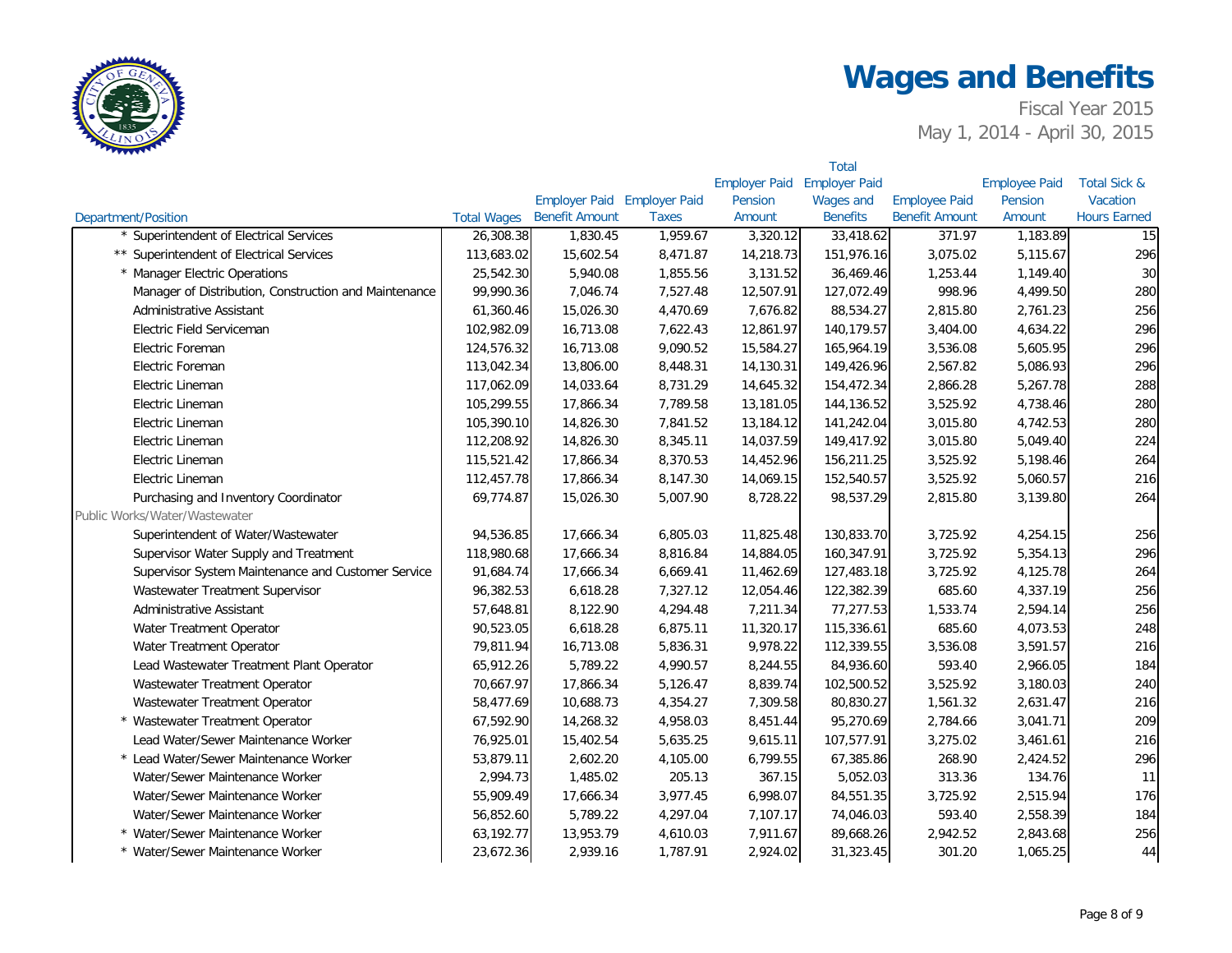# Wages and Benefits

Fiscal Year 2015

May 1, 2014 - April 30, 2015

| Department/Position | Total Wages | Employer Paid Benefit Amount | Employer Paid Taxes | Employer Paid Pension Amount | Total Employer Paid Wages and Benefits | Employee Paid Benefit Amount | Employee Paid Pension Amount | Total Sick & Vacation Hours Earned |
|---|---|---|---|---|---|---|---|---|
| * Superintendent of Electrical Services | 26,308.38 | 1,830.45 | 1,959.67 | 3,320.12 | 33,418.62 | 371.97 | 1,183.89 | 15 |
| ** Superintendent of Electrical Services | 113,683.02 | 15,602.54 | 8,471.87 | 14,218.73 | 151,976.16 | 3,075.02 | 5,115.67 | 296 |
| * Manager Electric Operations | 25,542.30 | 5,940.08 | 1,855.56 | 3,131.52 | 36,469.46 | 1,253.44 | 1,149.40 | 30 |
| Manager of Distribution, Construction and Maintenance | 99,990.36 | 7,046.74 | 7,527.48 | 12,507.91 | 127,072.49 | 998.96 | 4,499.50 | 280 |
| Administrative Assistant | 61,360.46 | 15,026.30 | 4,470.69 | 7,676.82 | 88,534.27 | 2,815.80 | 2,761.23 | 256 |
| Electric Field Serviceman | 102,982.09 | 16,713.08 | 7,622.43 | 12,861.97 | 140,179.57 | 3,404.00 | 4,634.22 | 296 |
| Electric Foreman | 124,576.32 | 16,713.08 | 9,090.52 | 15,584.27 | 165,964.19 | 3,536.08 | 5,605.95 | 296 |
| Electric Foreman | 113,042.34 | 13,806.00 | 8,448.31 | 14,130.31 | 149,426.96 | 2,567.82 | 5,086.93 | 296 |
| Electric Lineman | 117,062.09 | 14,033.64 | 8,731.29 | 14,645.32 | 154,472.34 | 2,866.28 | 5,267.78 | 288 |
| Electric Lineman | 105,299.55 | 17,866.34 | 7,789.58 | 13,181.05 | 144,136.52 | 3,525.92 | 4,738.46 | 280 |
| Electric Lineman | 105,390.10 | 14,826.30 | 7,841.52 | 13,184.12 | 141,242.04 | 3,015.80 | 4,742.53 | 280 |
| Electric Lineman | 112,208.92 | 14,826.30 | 8,345.11 | 14,037.59 | 149,417.92 | 3,015.80 | 5,049.40 | 224 |
| Electric Lineman | 115,521.42 | 17,866.34 | 8,370.53 | 14,452.96 | 156,211.25 | 3,525.92 | 5,198.46 | 264 |
| Electric Lineman | 112,457.78 | 17,866.34 | 8,147.30 | 14,069.15 | 152,540.57 | 3,525.92 | 5,060.57 | 216 |
| Purchasing and Inventory Coordinator | 69,774.87 | 15,026.30 | 5,007.90 | 8,728.22 | 98,537.29 | 2,815.80 | 3,139.80 | 264 |
| Public Works/Water/Wastewater | | | | | | | | |
| Superintendent of Water/Wastewater | 94,536.85 | 17,666.34 | 6,805.03 | 11,825.48 | 130,833.70 | 3,725.92 | 4,254.15 | 256 |
| Supervisor Water Supply and Treatment | 118,980.68 | 17,666.34 | 8,816.84 | 14,884.05 | 160,347.91 | 3,725.92 | 5,354.13 | 296 |
| Supervisor System Maintenance and Customer Service | 91,684.74 | 17,666.34 | 6,669.41 | 11,462.69 | 127,483.18 | 3,725.92 | 4,125.78 | 264 |
| Wastewater Treatment Supervisor | 96,382.53 | 6,618.28 | 7,327.12 | 12,054.46 | 122,382.39 | 685.60 | 4,337.19 | 256 |
| Administrative Assistant | 57,648.81 | 8,122.90 | 4,294.48 | 7,211.34 | 77,277.53 | 1,533.74 | 2,594.14 | 256 |
| Water Treatment Operator | 90,523.05 | 6,618.28 | 6,875.11 | 11,320.17 | 115,336.61 | 685.60 | 4,073.53 | 248 |
| Water Treatment Operator | 79,811.94 | 16,713.08 | 5,836.31 | 9,978.22 | 112,339.55 | 3,536.08 | 3,591.57 | 216 |
| Lead Wastewater Treatment Plant Operator | 65,912.26 | 5,789.22 | 4,990.57 | 8,244.55 | 84,936.60 | 593.40 | 2,966.05 | 184 |
| Wastewater Treatment Operator | 70,667.97 | 17,866.34 | 5,126.47 | 8,839.74 | 102,500.52 | 3,525.92 | 3,180.03 | 240 |
| Wastewater Treatment Operator | 58,477.69 | 10,688.73 | 4,354.27 | 7,309.58 | 80,830.27 | 1,561.32 | 2,631.47 | 216 |
| * Wastewater Treatment Operator | 67,592.90 | 14,268.32 | 4,958.03 | 8,451.44 | 95,270.69 | 2,784.66 | 3,041.71 | 209 |
| Lead Water/Sewer Maintenance Worker | 76,925.01 | 15,402.54 | 5,635.25 | 9,615.11 | 107,577.91 | 3,275.02 | 3,461.61 | 216 |
| * Lead Water/Sewer Maintenance Worker | 53,879.11 | 2,602.20 | 4,105.00 | 6,799.55 | 67,385.86 | 268.90 | 2,424.52 | 296 |
| Water/Sewer Maintenance Worker | 2,994.73 | 1,485.02 | 205.13 | 367.15 | 5,052.03 | 313.36 | 134.76 | 11 |
| Water/Sewer Maintenance Worker | 55,909.49 | 17,666.34 | 3,977.45 | 6,998.07 | 84,551.35 | 3,725.92 | 2,515.94 | 176 |
| Water/Sewer Maintenance Worker | 56,852.60 | 5,789.22 | 4,297.04 | 7,107.17 | 74,046.03 | 593.40 | 2,558.39 | 184 |
| * Water/Sewer Maintenance Worker | 63,192.77 | 13,953.79 | 4,610.03 | 7,911.67 | 89,668.26 | 2,942.52 | 2,843.68 | 256 |
| * Water/Sewer Maintenance Worker | 23,672.36 | 2,939.16 | 1,787.91 | 2,924.02 | 31,323.45 | 301.20 | 1,065.25 | 44 |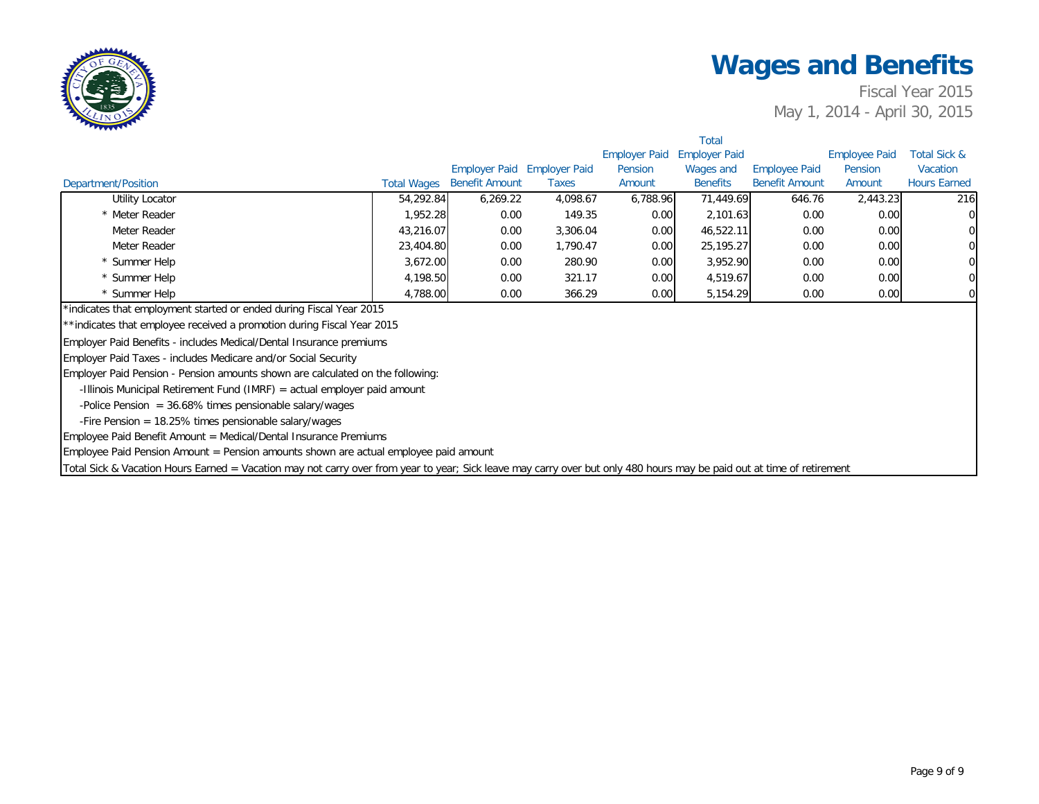# Wages and Benefits

Fiscal Year 2015
May 1, 2014 - April 30, 2015

| Department/Position | Total Wages | Employer Paid Benefit Amount | Employer Paid Taxes | Employer Paid Pension Amount | Total Employer Paid Wages and Benefits | Employee Paid Benefit Amount | Employee Paid Pension Amount | Total Sick & Vacation Hours Earned |
|---|---|---|---|---|---|---|---|---|
| Utility Locator | 54,292.84 | 6,269.22 | 4,098.67 | 6,788.96 | 71,449.69 | 646.76 | 2,443.23 | 216 |
| * Meter Reader | 1,952.28 | 0.00 | 149.35 | 0.00 | 2,101.63 | 0.00 | 0.00 | 0 |
| Meter Reader | 43,216.07 | 0.00 | 3,306.04 | 0.00 | 46,522.11 | 0.00 | 0.00 | 0 |
| Meter Reader | 23,404.80 | 0.00 | 1,790.47 | 0.00 | 25,195.27 | 0.00 | 0.00 | 0 |
| * Summer Help | 3,672.00 | 0.00 | 280.90 | 0.00 | 3,952.90 | 0.00 | 0.00 | 0 |
| * Summer Help | 4,198.50 | 0.00 | 321.17 | 0.00 | 4,519.67 | 0.00 | 0.00 | 0 |
| * Summer Help | 4,788.00 | 0.00 | 366.29 | 0.00 | 5,154.29 | 0.00 | 0.00 | 0 |

*indicates that employment started or ended during Fiscal Year 2015

**indicates that employee received a promotion during Fiscal Year 2015

Employer Paid Benefits - includes Medical/Dental Insurance premiums

Employer Paid Taxes - includes Medicare and/or Social Security

Employer Paid Pension - Pension amounts shown are calculated on the following:

- -Illinois Municipal Retirement Fund (IMRF) = actual employer paid amount
- -Police Pension = 36.68% times pensionable salary/wages
- -Fire Pension = 18.25% times pensionable salary/wages

Employee Paid Benefit Amount = Medical/Dental Insurance Premiums

Employee Paid Pension Amount = Pension amounts shown are actual employee paid amount

Total Sick & Vacation Hours Earned = Vacation may not carry over from year to year; Sick leave may carry over but only 480 hours may be paid out at time of retirement